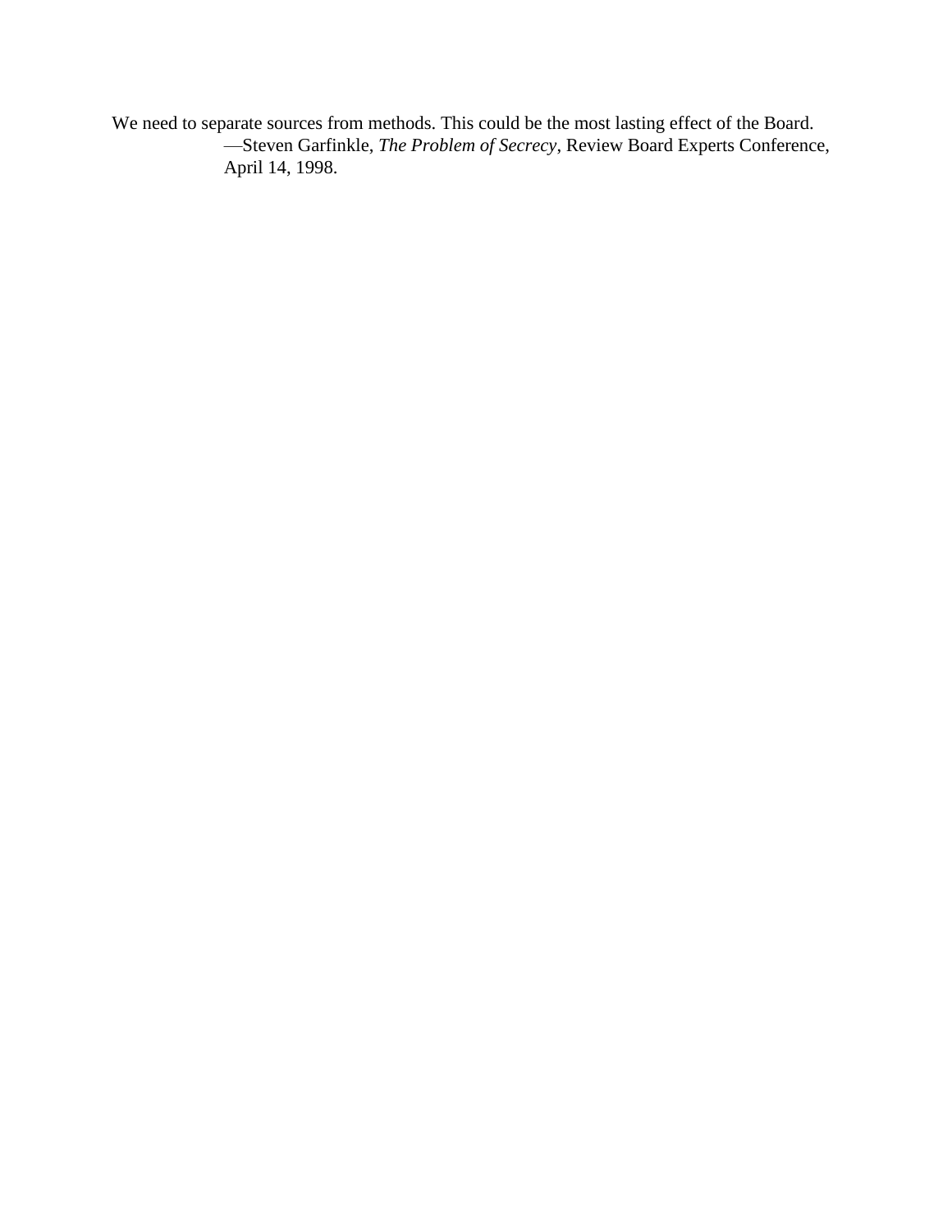We need to separate sources from methods. This could be the most lasting effect of the Board.

—Steven Garfinkle, *The Problem of Secrecy*, Review Board Experts Conference, April 14, 1998.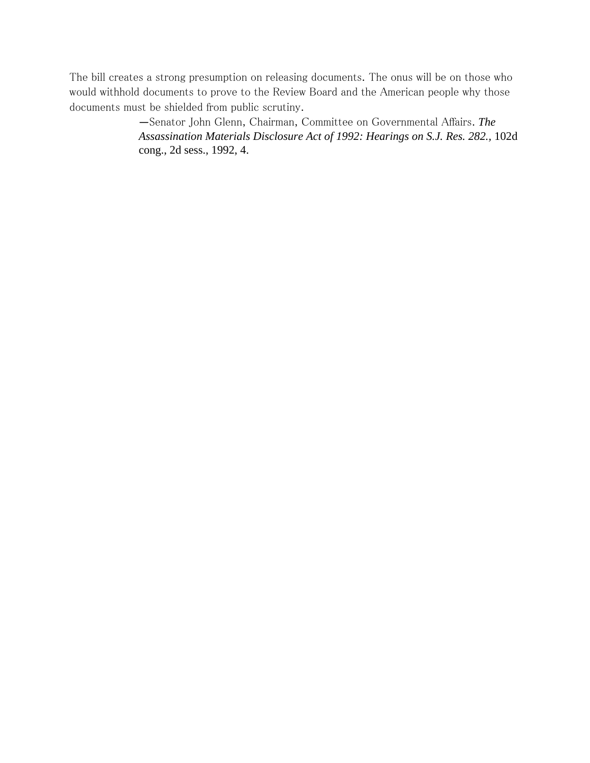The bill creates a strong presumption on releasing documents. The onus will be on those who would withhold documents to prove to the Review Board and the American people why those documents must be shielded from public scrutiny.

—Senator John Glenn, Chairman, Committee on Governmental Affairs. *The Assassination Materials Disclosure Act of 1992: Hearings on S.J. Res. 282.*, 102d cong., 2d sess., 1992, 4.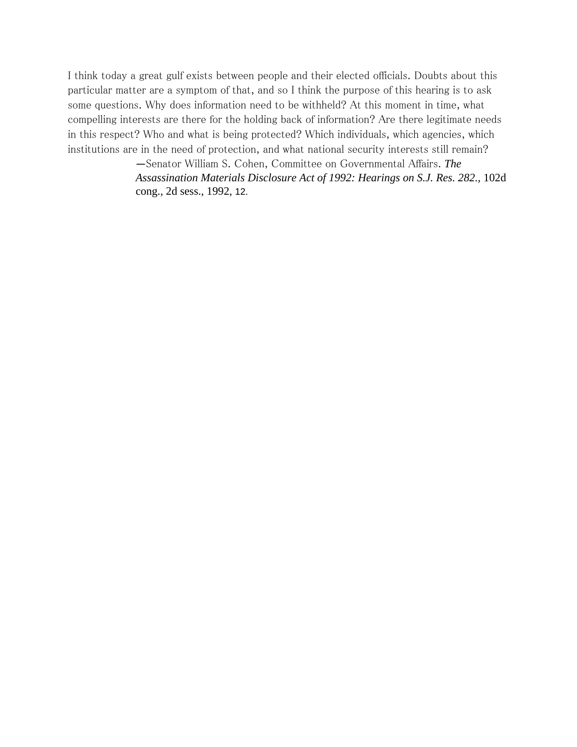I think today a great gulf exists between people and their elected officials. Doubts about this particular matter are a symptom of that, and so I think the purpose of this hearing is to ask some questions. Why does information need to be withheld? At this moment in time, what compelling interests are there for the holding back of information? Are there legitimate needs in this respect? Who and what is being protected? Which individuals, which agencies, which institutions are in the need of protection, and what national security interests still remain?

—Senator William S. Cohen, Committee on Governmental Affairs. ***The Assassination Materials Disclosure Act of 1992: Hearings on S.J. Res. 282.,*** 102d cong., 2d sess., 1992, 12.